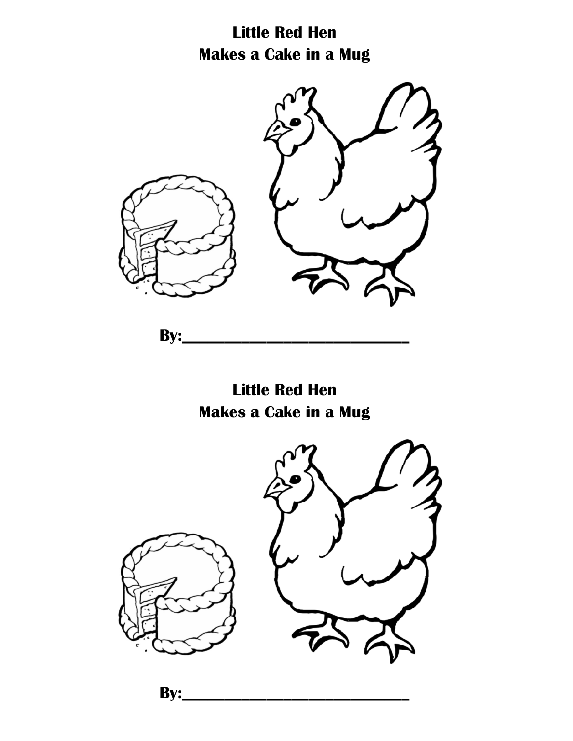**Little Red Hen**
**Makes a Cake in a Mug**

**By:______________________________**

**Little Red Hen**
**Makes a Cake in a Mug**

**By:______________________________**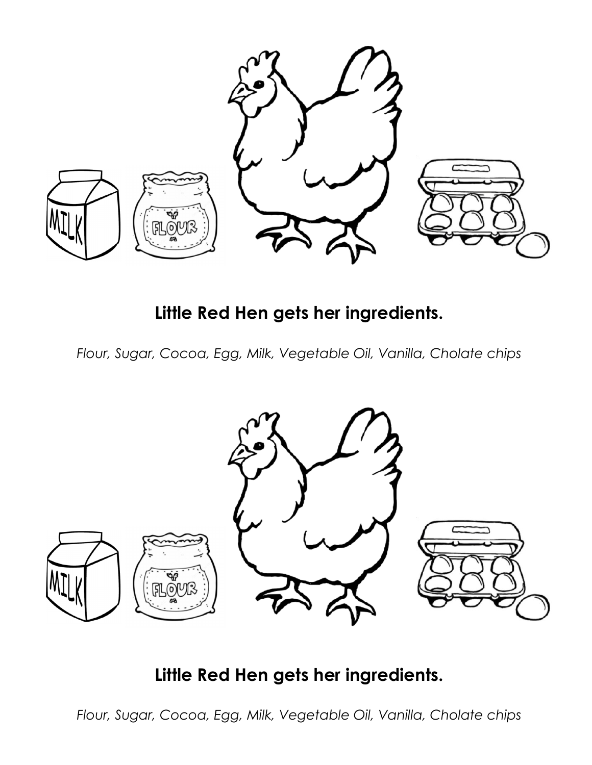**Little Red Hen gets her ingredients.**

*Flour, Sugar, Cocoa, Egg, Milk, Vegetable Oil, Vanilla, Cholate chips*

**Little Red Hen gets her ingredients.**

*Flour, Sugar, Cocoa, Egg, Milk, Vegetable Oil, Vanilla, Cholate chips*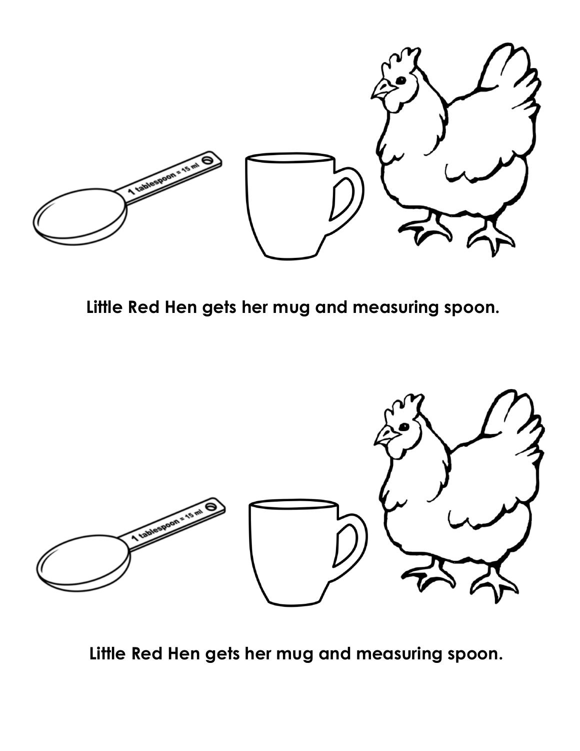**Little Red Hen gets her mug and measuring spoon.**

**Little Red Hen gets her mug and measuring spoon.**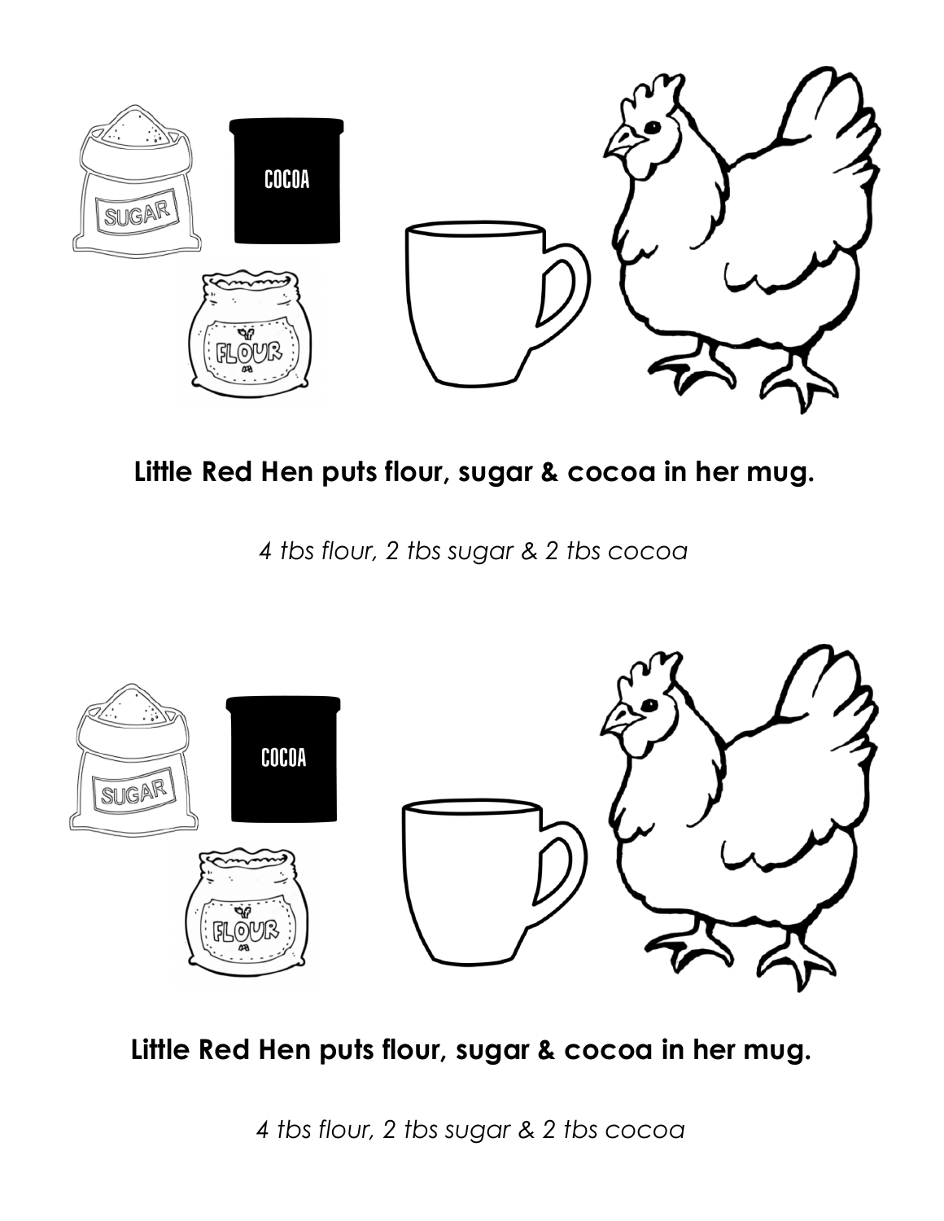**Little Red Hen puts flour, sugar & cocoa in her mug.**

*4 tbs flour, 2 tbs sugar & 2 tbs cocoa*

**Little Red Hen puts flour, sugar & cocoa in her mug.**

*4 tbs flour, 2 tbs sugar & 2 tbs cocoa*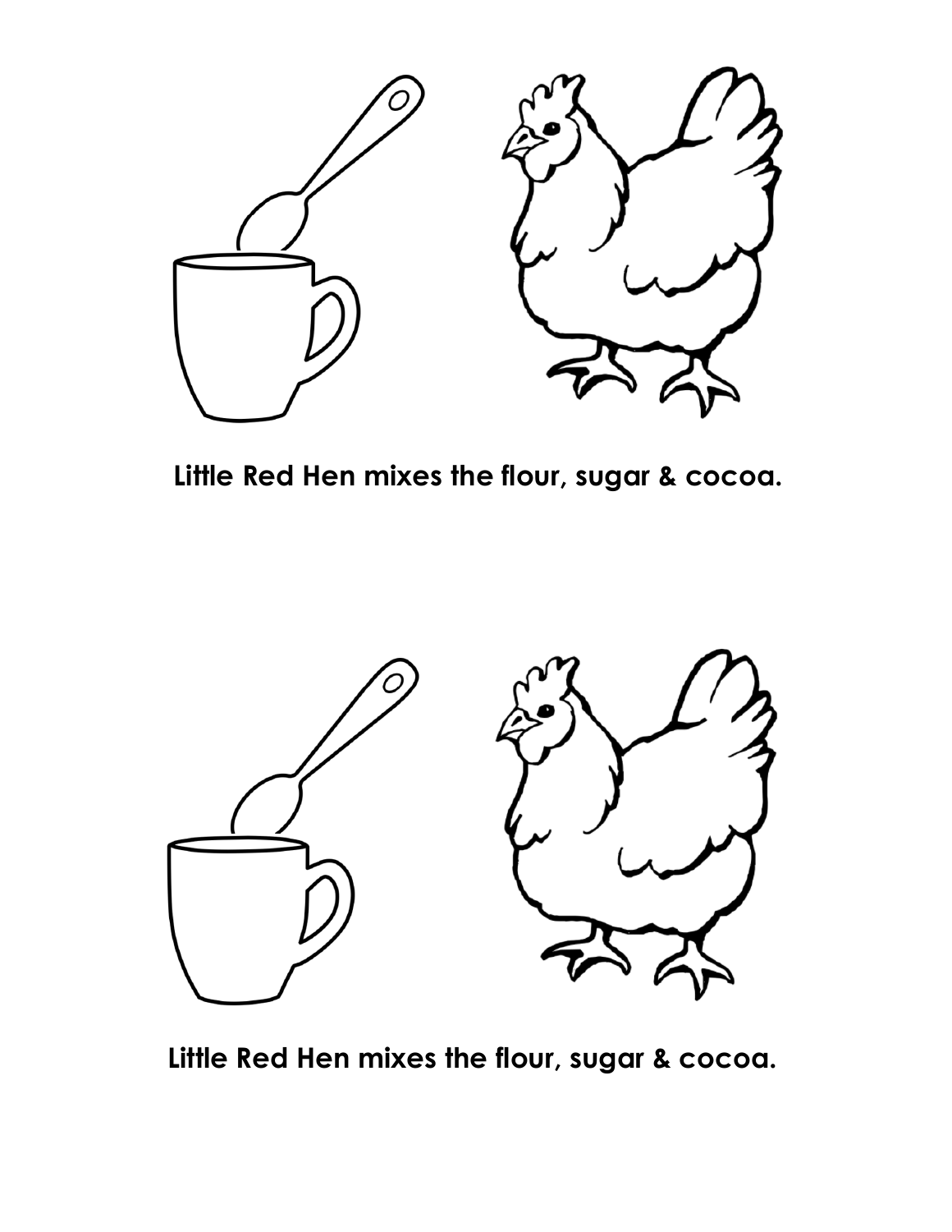**Little Red Hen mixes the flour, sugar & cocoa.**

**Little Red Hen mixes the flour, sugar & cocoa.**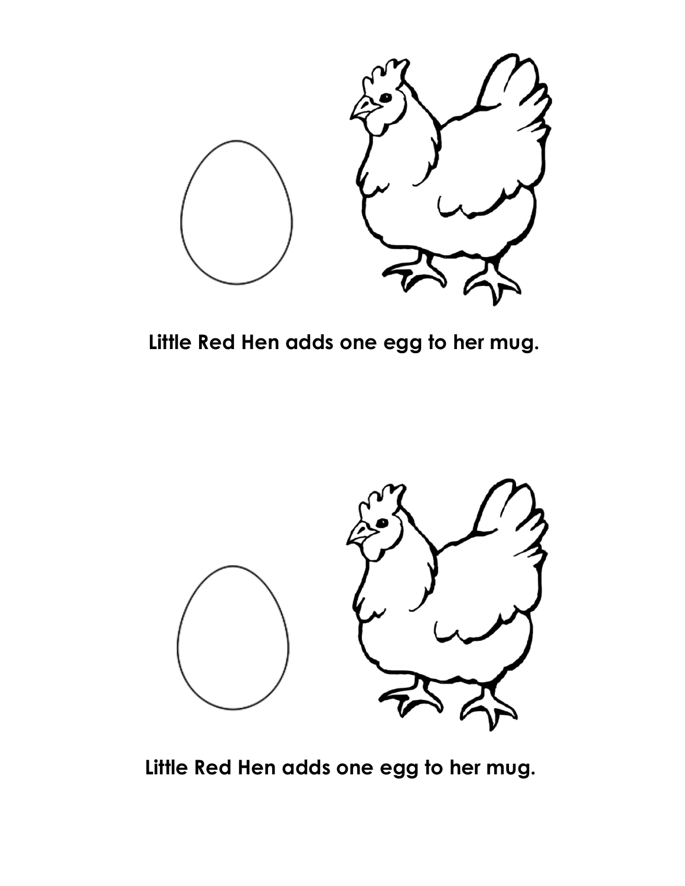**Little Red Hen adds one egg to her mug.**

**Little Red Hen adds one egg to her mug.**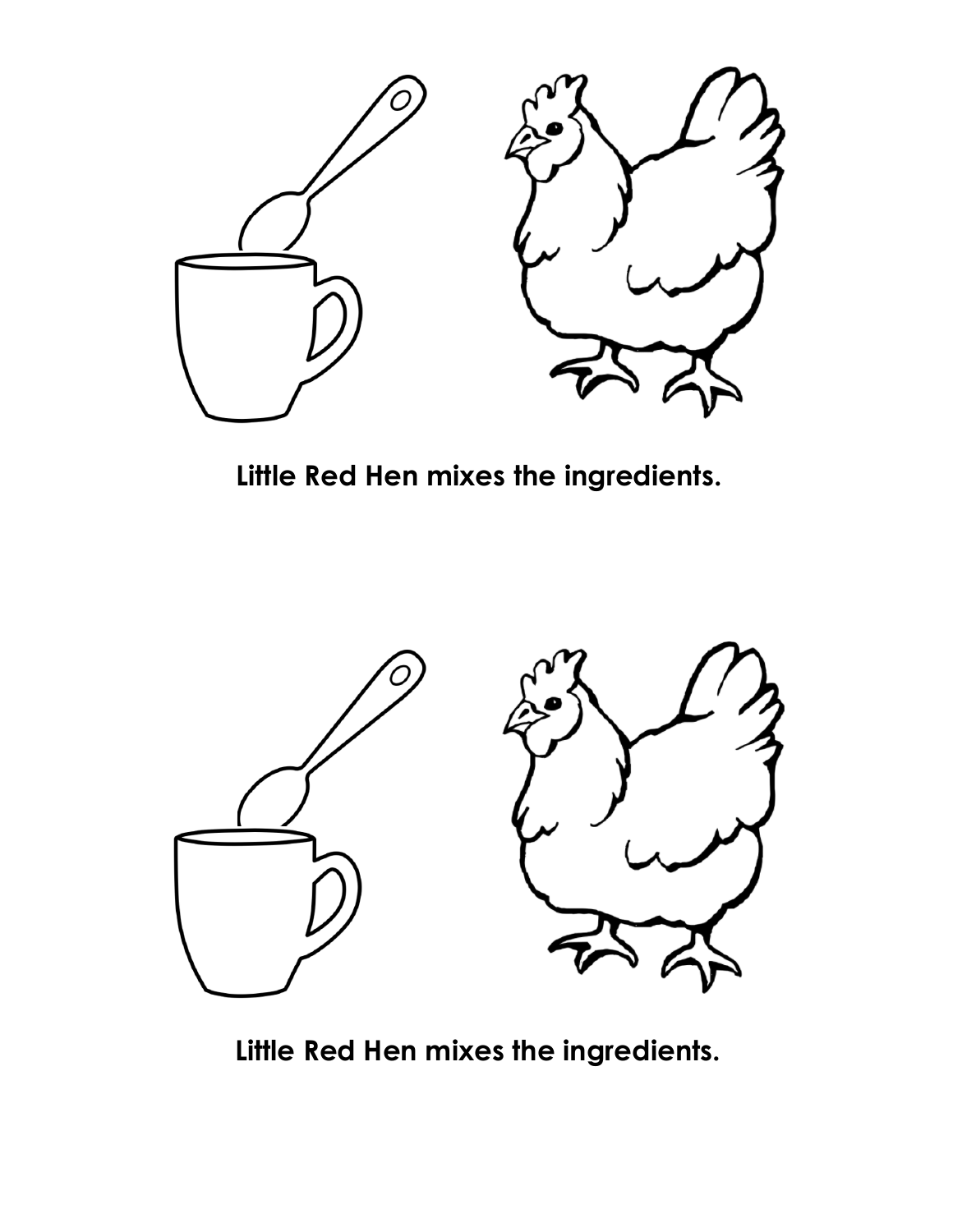**Little Red Hen mixes the ingredients.**

**Little Red Hen mixes the ingredients.**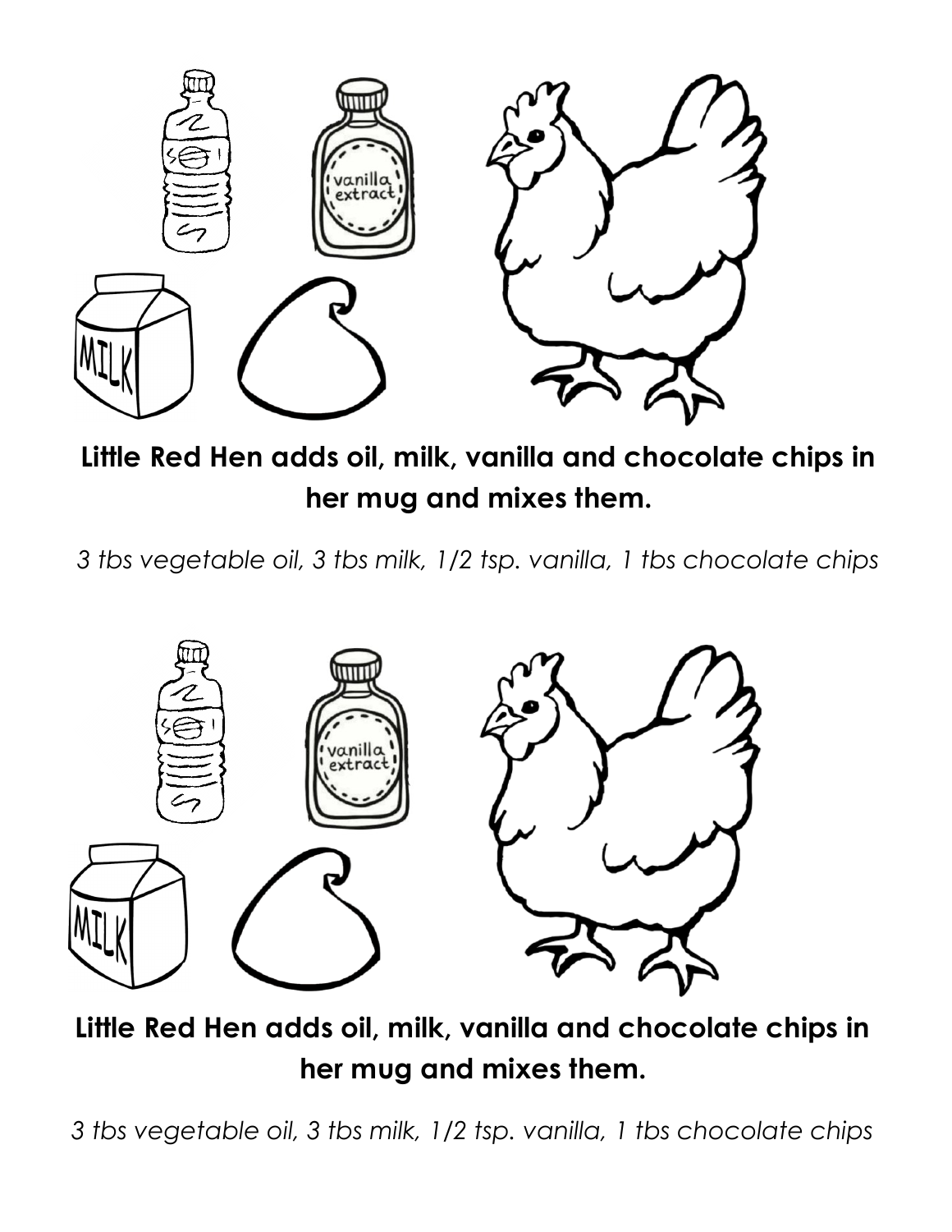vanilla extract

MILK

**Little Red Hen adds oil, milk, vanilla and chocolate chips in her mug and mixes them.**

*3 tbs vegetable oil, 3 tbs milk, 1/2 tsp. vanilla, 1 tbs chocolate chips*

vanilla extract

MILK

**Little Red Hen adds oil, milk, vanilla and chocolate chips in her mug and mixes them.**

*3 tbs vegetable oil, 3 tbs milk, 1/2 tsp. vanilla, 1 tbs chocolate chips*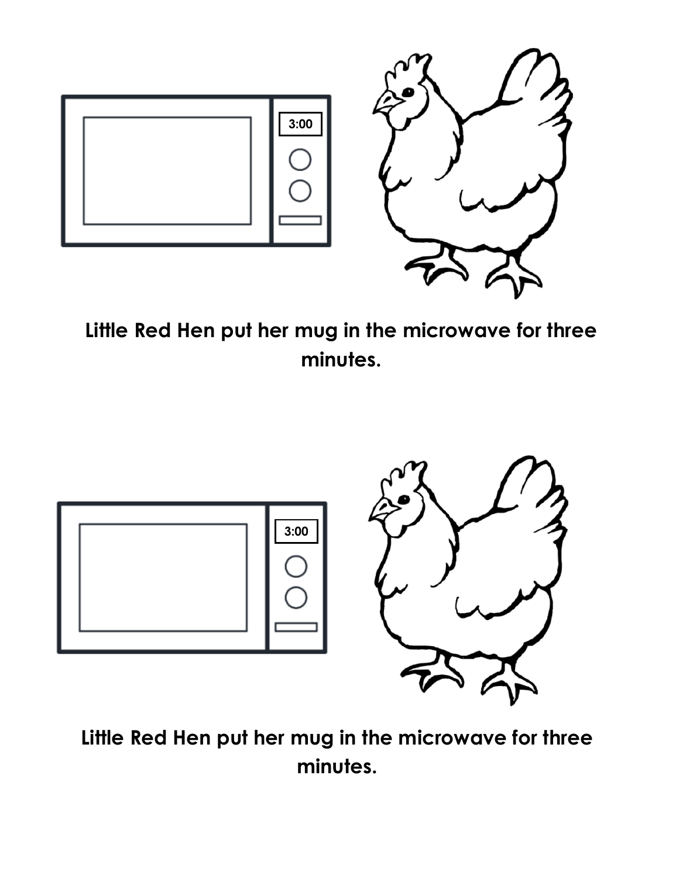3:00

**Little Red Hen put her mug in the microwave for three minutes.**

3:00

**Little Red Hen put her mug in the microwave for three minutes.**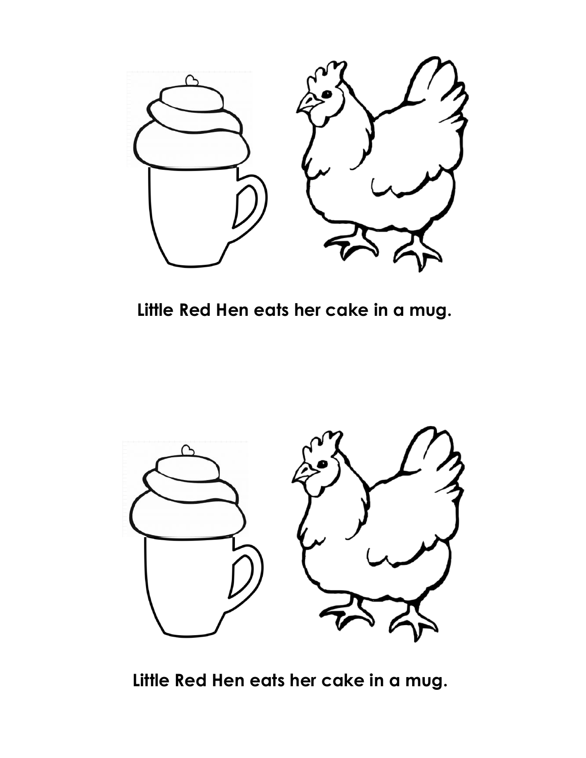**Little Red Hen eats her cake in a mug.**

**Little Red Hen eats her cake in a mug.**